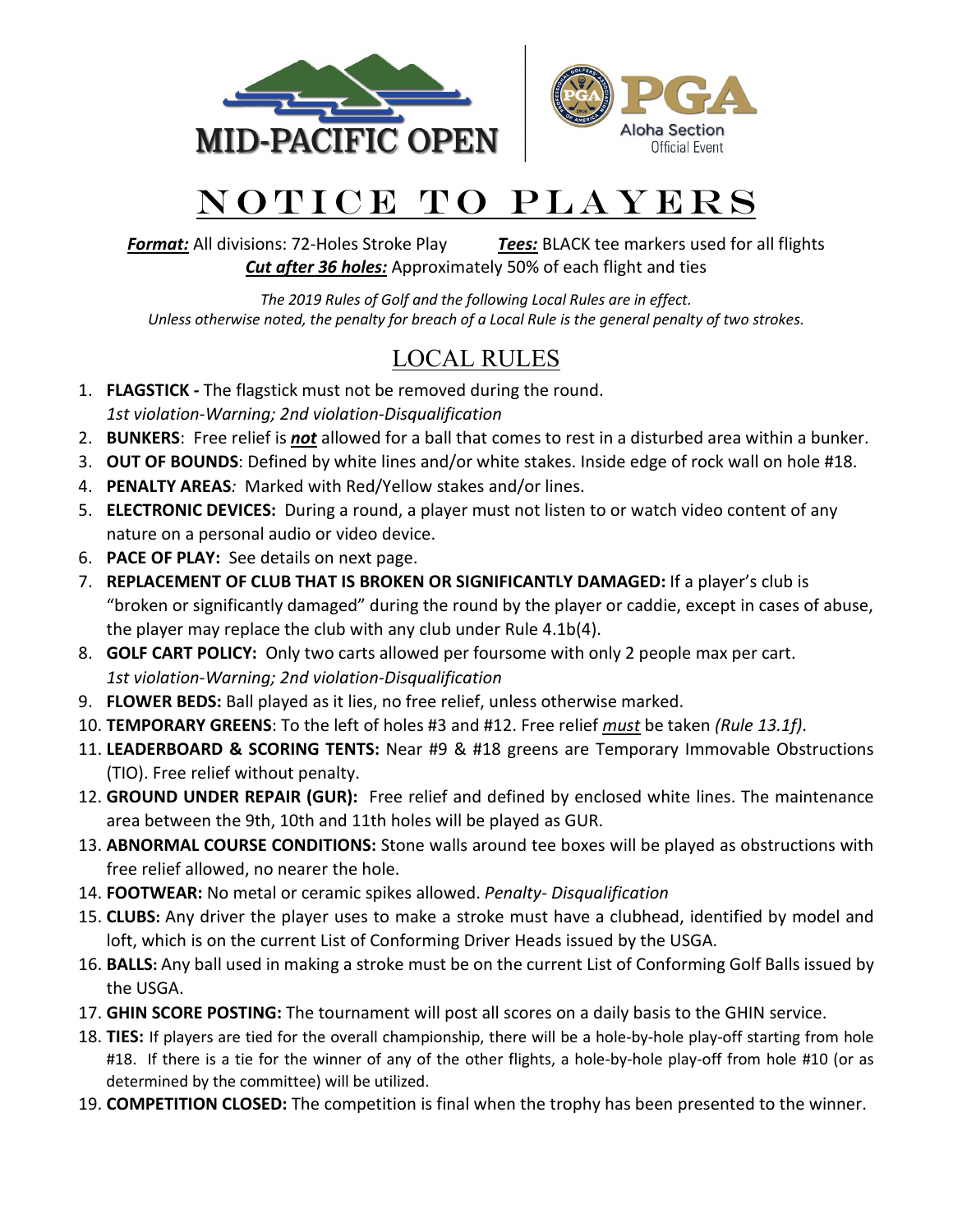MID-PACIFIC OPEN

PGA Aloha Section Official Event

# NOTICE TO PLAYERS

***Format:*** All divisions: 72-Holes Stroke Play ***Tees:*** BLACK tee markers used for all flights
***Cut after 36 holes:*** Approximately 50% of each flight and ties

*The 2019 Rules of Golf and the following Local Rules are in effect.*
*Unless otherwise noted, the penalty for breach of a Local Rule is the general penalty of two strokes.*

## LOCAL RULES

1. **FLAGSTICK -** The flagstick must not be removed during the round.
   *1st violation-Warning; 2nd violation-Disqualification*
2. **BUNKERS**: Free relief is ***not*** allowed for a ball that comes to rest in a disturbed area within a bunker.
3. **OUT OF BOUNDS**: Defined by white lines and/or white stakes. Inside edge of rock wall on hole #18.
4. **PENALTY AREAS***:* Marked with Red/Yellow stakes and/or lines.
5. **ELECTRONIC DEVICES:** During a round, a player must not listen to or watch video content of any nature on a personal audio or video device.
6. **PACE OF PLAY:** See details on next page.
7. **REPLACEMENT OF CLUB THAT IS BROKEN OR SIGNIFICANTLY DAMAGED:** If a player's club is "broken or significantly damaged" during the round by the player or caddie, except in cases of abuse, the player may replace the club with any club under Rule 4.1b(4).
8. **GOLF CART POLICY:** Only two carts allowed per foursome with only 2 people max per cart.
   *1st violation-Warning; 2nd violation-Disqualification*
9. **FLOWER BEDS:** Ball played as it lies, no free relief, unless otherwise marked.
10. **TEMPORARY GREENS**: To the left of holes #3 and #12. Free relief ***must*** be taken *(Rule 13.1f)*.
11. **LEADERBOARD & SCORING TENTS:** Near #9 & #18 greens are Temporary Immovable Obstructions (TIO). Free relief without penalty.
12. **GROUND UNDER REPAIR (GUR):** Free relief and defined by enclosed white lines. The maintenance area between the 9th, 10th and 11th holes will be played as GUR.
13. **ABNORMAL COURSE CONDITIONS:** Stone walls around tee boxes will be played as obstructions with free relief allowed, no nearer the hole.
14. **FOOTWEAR:** No metal or ceramic spikes allowed. *Penalty- Disqualification*
15. **CLUBS:** Any driver the player uses to make a stroke must have a clubhead, identified by model and loft, which is on the current List of Conforming Driver Heads issued by the USGA.
16. **BALLS:** Any ball used in making a stroke must be on the current List of Conforming Golf Balls issued by the USGA.
17. **GHIN SCORE POSTING:** The tournament will post all scores on a daily basis to the GHIN service.
18. **TIES:** If players are tied for the overall championship, there will be a hole-by-hole play-off starting from hole #18. If there is a tie for the winner of any of the other flights, a hole-by-hole play-off from hole #10 (or as determined by the committee) will be utilized.
19. **COMPETITION CLOSED:** The competition is final when the trophy has been presented to the winner.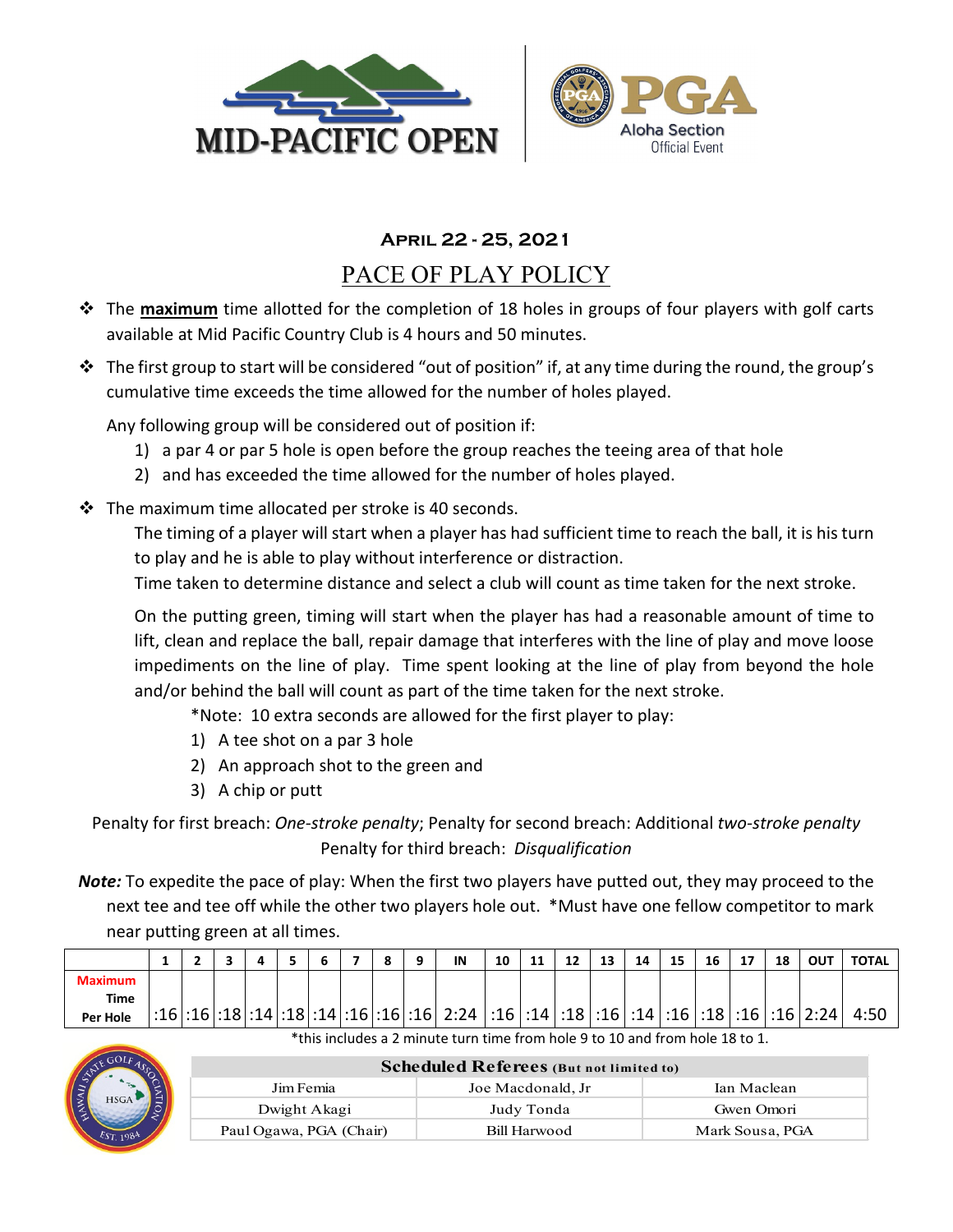MID-PACIFIC OPEN

PGA Aloha Section Official Event

### April 22 - 25, 2021

## PACE OF PLAY POLICY

- The **maximum** time allotted for the completion of 18 holes in groups of four players with golf carts available at Mid Pacific Country Club is 4 hours and 50 minutes.
- The first group to start will be considered "out of position" if, at any time during the round, the group's cumulative time exceeds the time allowed for the number of holes played.

  Any following group will be considered out of position if:
  1) a par 4 or par 5 hole is open before the group reaches the teeing area of that hole
  2) and has exceeded the time allowed for the number of holes played.
- The maximum time allocated per stroke is 40 seconds.

  The timing of a player will start when a player has had sufficient time to reach the ball, it is his turn to play and he is able to play without interference or distraction.

  Time taken to determine distance and select a club will count as time taken for the next stroke.

  On the putting green, timing will start when the player has had a reasonable amount of time to lift, clean and replace the ball, repair damage that interferes with the line of play and move loose impediments on the line of play. Time spent looking at the line of play from beyond the hole and/or behind the ball will count as part of the time taken for the next stroke.

  *Note: 10 extra seconds are allowed for the first player to play:
  1) A tee shot on a par 3 hole
  2) An approach shot to the green and
  3) A chip or putt

Penalty for first breach: *One-stroke penalty*; Penalty for second breach: Additional *two-stroke penalty*
Penalty for third breach: *Disqualification*

***Note:*** To expedite the pace of play: When the first two players have putted out, they may proceed to the next tee and tee off while the other two players hole out. *Must have one fellow competitor to mark near putting green at all times.

| | 1 | 2 | 3 | 4 | 5 | 6 | 7 | 8 | 9 | IN | 10 | 11 | 12 | 13 | 14 | 15 | 16 | 17 | 18 | OUT | TOTAL |
|---|---|---|---|---|---|---|---|---|---|---|---|---|---|---|---|---|---|---|---|---|---|
| Maximum Time Per Hole | :16 | :16 | :18 | :14 | :18 | :14 | :16 | :16 | :16 | 2:24 | :16 | :14 | :18 | :16 | :14 | :16 | :18 | :16 | :16 | 2:24 | 4:50 |

*this includes a 2 minute turn time from hole 9 to 10 and from hole 18 to 1.

| Scheduled Referees (But not limited to) | | |
|---|---|---|
| Jim Femia | Joe Macdonald, Jr | Ian Maclean |
| Dwight Akagi | Judy Tonda | Gwen Omori |
| Paul Ogawa, PGA (Chair) | Bill Harwood | Mark Sousa, PGA |